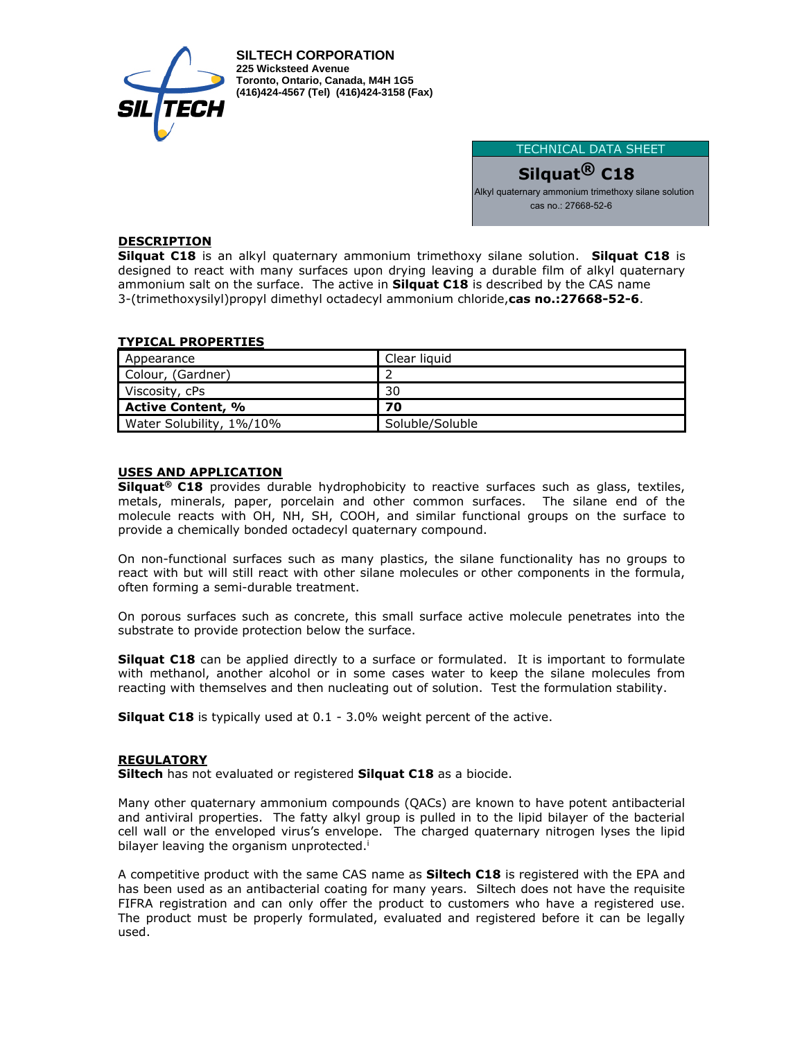**SILTECH CORPORATION**
**225 Wicksteed Avenue**
**Toronto, Ontario, Canada, M4H 1G5**
**(416)424-4567 (Tel) (416)424-3158 (Fax)**

TECHNICAL DATA SHEET

# Silquat® C18

Alkyl quaternary ammonium trimethoxy silane solution
cas no.: 27668-52-6

## DESCRIPTION

**Silquat C18** is an alkyl quaternary ammonium trimethoxy silane solution. **Silquat C18** is designed to react with many surfaces upon drying leaving a durable film of alkyl quaternary ammonium salt on the surface. The active in **Silquat C18** is described by the CAS name 3-(trimethoxysilyl)propyl dimethyl octadecyl ammonium chloride,**cas no.:27668-52-6**.

## TYPICAL PROPERTIES

| Property | Value |
|---|---|
| Appearance | Clear liquid |
| Colour, (Gardner) | 2 |
| Viscosity, cPs | 30 |
| **Active Content, %** | **70** |
| Water Solubility, 1%/10% | Soluble/Soluble |

## USES AND APPLICATION

**Silquat® C18** provides durable hydrophobicity to reactive surfaces such as glass, textiles, metals, minerals, paper, porcelain and other common surfaces. The silane end of the molecule reacts with OH, NH, SH, COOH, and similar functional groups on the surface to provide a chemically bonded octadecyl quaternary compound.

On non-functional surfaces such as many plastics, the silane functionality has no groups to react with but will still react with other silane molecules or other components in the formula, often forming a semi-durable treatment.

On porous surfaces such as concrete, this small surface active molecule penetrates into the substrate to provide protection below the surface.

**Silquat C18** can be applied directly to a surface or formulated. It is important to formulate with methanol, another alcohol or in some cases water to keep the silane molecules from reacting with themselves and then nucleating out of solution. Test the formulation stability.

**Silquat C18** is typically used at 0.1 - 3.0% weight percent of the active.

## REGULATORY

**Siltech** has not evaluated or registered **Silquat C18** as a biocide.

Many other quaternary ammonium compounds (QACs) are known to have potent antibacterial and antiviral properties. The fatty alkyl group is pulled in to the lipid bilayer of the bacterial cell wall or the enveloped virus's envelope. The charged quaternary nitrogen lyses the lipid bilayer leaving the organism unprotected.[i]

A competitive product with the same CAS name as **Siltech C18** is registered with the EPA and has been used as an antibacterial coating for many years. Siltech does not have the requisite FIFRA registration and can only offer the product to customers who have a registered use. The product must be properly formulated, evaluated and registered before it can be legally used.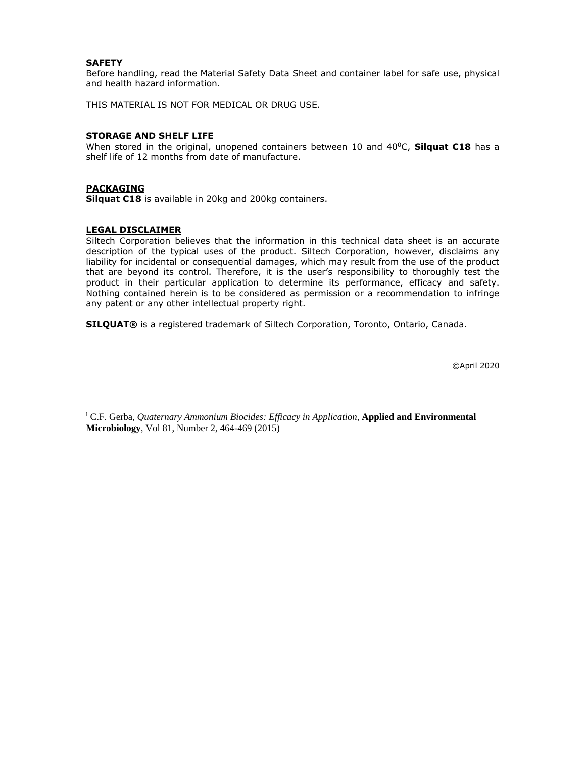## SAFETY

Before handling, read the Material Safety Data Sheet and container label for safe use, physical and health hazard information.

THIS MATERIAL IS NOT FOR MEDICAL OR DRUG USE.

## STORAGE AND SHELF LIFE

When stored in the original, unopened containers between 10 and 40$^0$C, **Silquat C18** has a shelf life of 12 months from date of manufacture.

## PACKAGING

**Silquat C18** is available in 20kg and 200kg containers.

## LEGAL DISCLAIMER

Siltech Corporation believes that the information in this technical data sheet is an accurate description of the typical uses of the product. Siltech Corporation, however, disclaims any liability for incidental or consequential damages, which may result from the use of the product that are beyond its control. Therefore, it is the user's responsibility to thoroughly test the product in their particular application to determine its performance, efficacy and safety. Nothing contained herein is to be considered as permission or a recommendation to infringe any patent or any other intellectual property right.

**SILQUAT®** is a registered trademark of Siltech Corporation, Toronto, Ontario, Canada.

©April 2020

---

[i] C.F. Gerba, *Quaternary Ammonium Biocides: Efficacy in Application*, **Applied and Environmental Microbiology**, Vol 81, Number 2, 464-469 (2015)